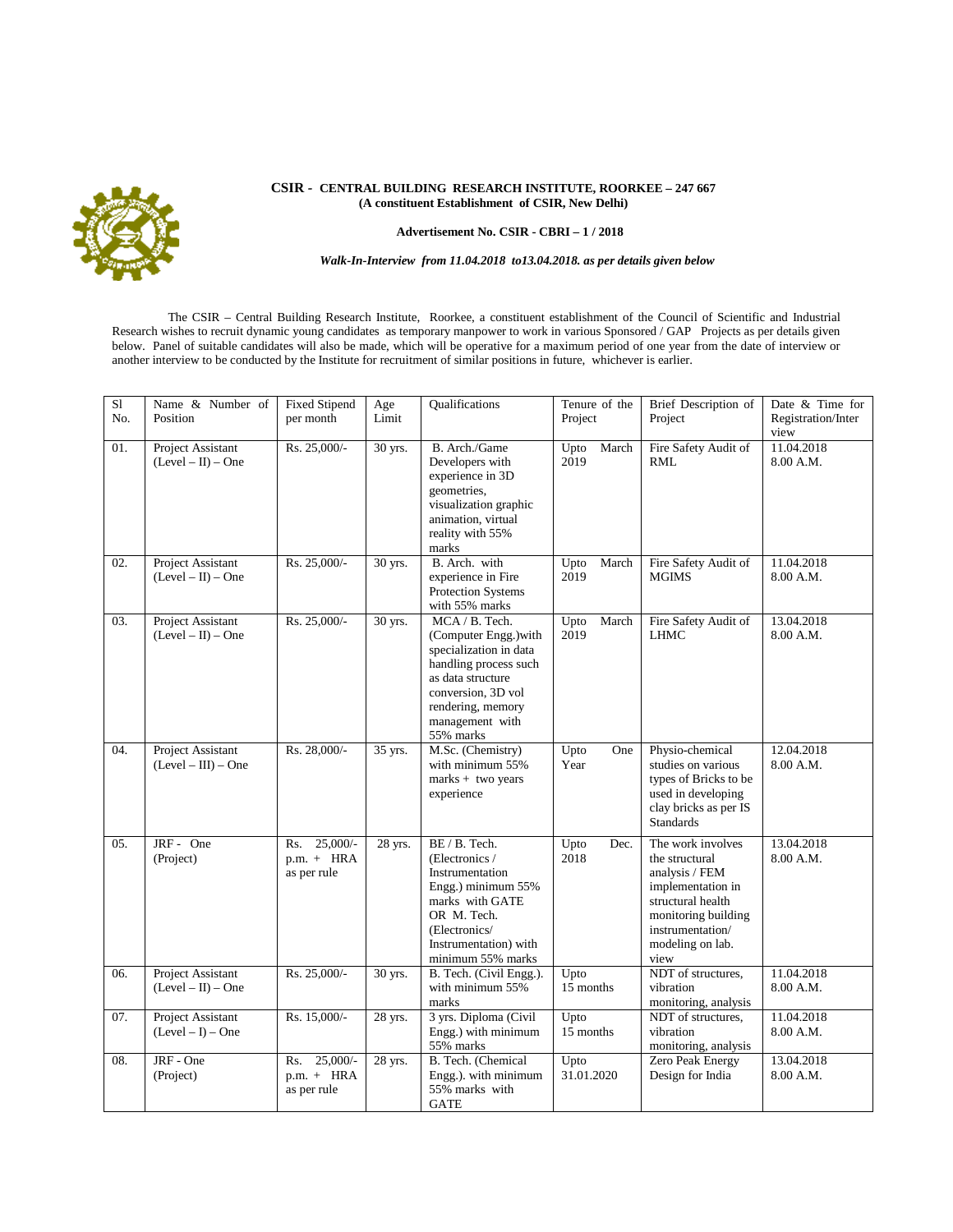**CSIR - CENTRAL BUILDING RESEARCH INSTITUTE, ROORKEE – 247 667**
**(A constituent Establishment of CSIR, New Delhi)**

**Advertisement No. CSIR - CBRI – 1 / 2018**

***Walk-In-Interview from 11.04.2018 to13.04.2018. as per details given below***

The CSIR – Central Building Research Institute, Roorkee, a constituent establishment of the Council of Scientific and Industrial Research wishes to recruit dynamic young candidates as temporary manpower to work in various Sponsored / GAP Projects as per details given below. Panel of suitable candidates will also be made, which will be operative for a maximum period of one year from the date of interview or another interview to be conducted by the Institute for recruitment of similar positions in future, whichever is earlier.

| Sl No. | Name & Number of Position | Fixed Stipend per month | Age Limit | Qualifications | Tenure of the Project | Brief Description of Project | Date & Time for Registration/Interview |
|---|---|---|---|---|---|---|---|
| 01. | Project Assistant (Level – II) – One | Rs. 25,000/- | 30 yrs. | B. Arch./Game Developers with experience in 3D geometries, visualization graphic animation, virtual reality with 55% marks | Upto March 2019 | Fire Safety Audit of RML | 11.04.2018 8.00 A.M. |
| 02. | Project Assistant (Level – II) – One | Rs. 25,000/- | 30 yrs. | B. Arch. with experience in Fire Protection Systems with 55% marks | Upto March 2019 | Fire Safety Audit of MGIMS | 11.04.2018 8.00 A.M. |
| 03. | Project Assistant (Level – II) – One | Rs. 25,000/- | 30 yrs. | MCA / B. Tech. (Computer Engg.)with specialization in data handling process such as data structure conversion, 3D vol rendering, memory management with 55% marks | Upto March 2019 | Fire Safety Audit of LHMC | 13.04.2018 8.00 A.M. |
| 04. | Project Assistant (Level – III) – One | Rs. 28,000/- | 35 yrs. | M.Sc. (Chemistry) with minimum 55% marks + two years experience | Upto One Year | Physio-chemical studies on various types of Bricks to be used in developing clay bricks as per IS Standards | 12.04.2018 8.00 A.M. |
| 05. | JRF - One (Project) | Rs. 25,000/- p.m. + HRA as per rule | 28 yrs. | BE / B. Tech. (Electronics / Instrumentation Engg.) minimum 55% marks with GATE OR M. Tech. (Electronics/ Instrumentation) with minimum 55% marks | Upto Dec. 2018 | The work involves the structural analysis / FEM implementation in structural health monitoring building instrumentation/ modeling on lab. view | 13.04.2018 8.00 A.M. |
| 06. | Project Assistant (Level – II) – One | Rs. 25,000/- | 30 yrs. | B. Tech. (Civil Engg.). with minimum 55% marks | Upto 15 months | NDT of structures, vibration monitoring, analysis | 11.04.2018 8.00 A.M. |
| 07. | Project Assistant (Level – I) – One | Rs. 15,000/- | 28 yrs. | 3 yrs. Diploma (Civil Engg.) with minimum 55% marks | Upto 15 months | NDT of structures, vibration monitoring, analysis | 11.04.2018 8.00 A.M. |
| 08. | JRF - One (Project) | Rs. 25,000/- p.m. + HRA as per rule | 28 yrs. | B. Tech. (Chemical Engg.). with minimum 55% marks with GATE | Upto 31.01.2020 | Zero Peak Energy Design for India | 13.04.2018 8.00 A.M. |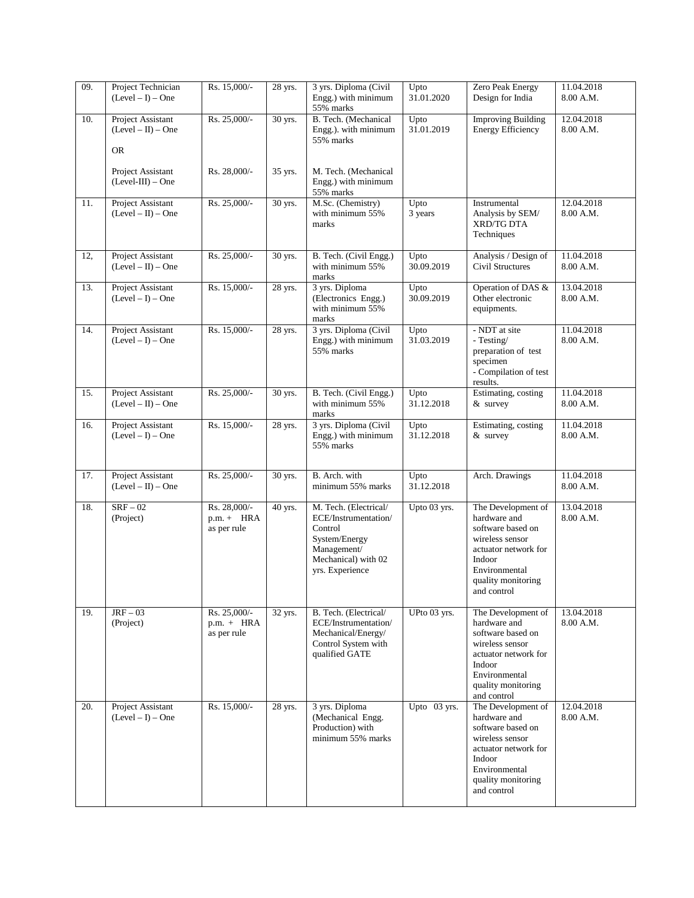| 09. | Project Technician (Level – I) – One | Rs. 15,000/- | 28 yrs. | 3 yrs. Diploma (Civil Engg.) with minimum 55% marks | Upto 31.01.2020 | Zero Peak Energy Design for India | 11.04.2018 8.00 A.M. |
|---|---|---|---|---|---|---|---|
| 10. | Project Assistant (Level – II) – One<br><br>OR<br><br>Project Assistant (Level-III) – One | Rs. 25,000/-<br><br><br><br>Rs. 28,000/- | 30 yrs.<br><br><br><br>35 yrs. | B. Tech. (Mechanical Engg.). with minimum 55% marks<br><br>M. Tech. (Mechanical Engg.) with minimum 55% marks | Upto 31.01.2019 | Improving Building Energy Efficiency | 12.04.2018 8.00 A.M. |
| 11. | Project Assistant (Level – II) – One | Rs. 25,000/- | 30 yrs. | M.Sc. (Chemistry) with minimum 55% marks | Upto 3 years | Instrumental Analysis by SEM/ XRD/TG DTA Techniques | 12.04.2018 8.00 A.M. |
| 12, | Project Assistant (Level – II) – One | Rs. 25,000/- | 30 yrs. | B. Tech. (Civil Engg.) with minimum 55% marks | Upto 30.09.2019 | Analysis / Design of Civil Structures | 11.04.2018 8.00 A.M. |
| 13. | Project Assistant (Level – I) – One | Rs. 15,000/- | 28 yrs. | 3 yrs. Diploma (Electronics Engg.) with minimum 55% marks | Upto 30.09.2019 | Operation of DAS & Other electronic equipments. | 13.04.2018 8.00 A.M. |
| 14. | Project Assistant (Level – I) – One | Rs. 15,000/- | 28 yrs. | 3 yrs. Diploma (Civil Engg.) with minimum 55% marks | Upto 31.03.2019 | - NDT at site<br>- Testing/ preparation of test specimen<br>- Compilation of test results. | 11.04.2018 8.00 A.M. |
| 15. | Project Assistant (Level – II) – One | Rs. 25,000/- | 30 yrs. | B. Tech. (Civil Engg.) with minimum 55% marks | Upto 31.12.2018 | Estimating, costing & survey | 11.04.2018 8.00 A.M. |
| 16. | Project Assistant (Level – I) – One | Rs. 15,000/- | 28 yrs. | 3 yrs. Diploma (Civil Engg.) with minimum 55% marks | Upto 31.12.2018 | Estimating, costing & survey | 11.04.2018 8.00 A.M. |
| 17. | Project Assistant (Level – II) – One | Rs. 25,000/- | 30 yrs. | B. Arch. with minimum 55% marks | Upto 31.12.2018 | Arch. Drawings | 11.04.2018 8.00 A.M. |
| 18. | SRF – 02 (Project) | Rs. 28,000/- p.m. + HRA as per rule | 40 yrs. | M. Tech. (Electrical/ ECE/Instrumentation/ Control System/Energy Management/ Mechanical) with 02 yrs. Experience | Upto 03 yrs. | The Development of hardware and software based on wireless sensor actuator network for Indoor Environmental quality monitoring and control | 13.04.2018 8.00 A.M. |
| 19. | JRF – 03 (Project) | Rs. 25,000/- p.m. + HRA as per rule | 32 yrs. | B. Tech. (Electrical/ ECE/Instrumentation/ Mechanical/Energy/ Control System with qualified GATE | UPto 03 yrs. | The Development of hardware and software based on wireless sensor actuator network for Indoor Environmental quality monitoring and control | 13.04.2018 8.00 A.M. |
| 20. | Project Assistant (Level – I) – One | Rs. 15,000/- | 28 yrs. | 3 yrs. Diploma (Mechanical Engg. Production) with minimum 55% marks | Upto 03 yrs. | The Development of hardware and software based on wireless sensor actuator network for Indoor Environmental quality monitoring and control | 12.04.2018 8.00 A.M. |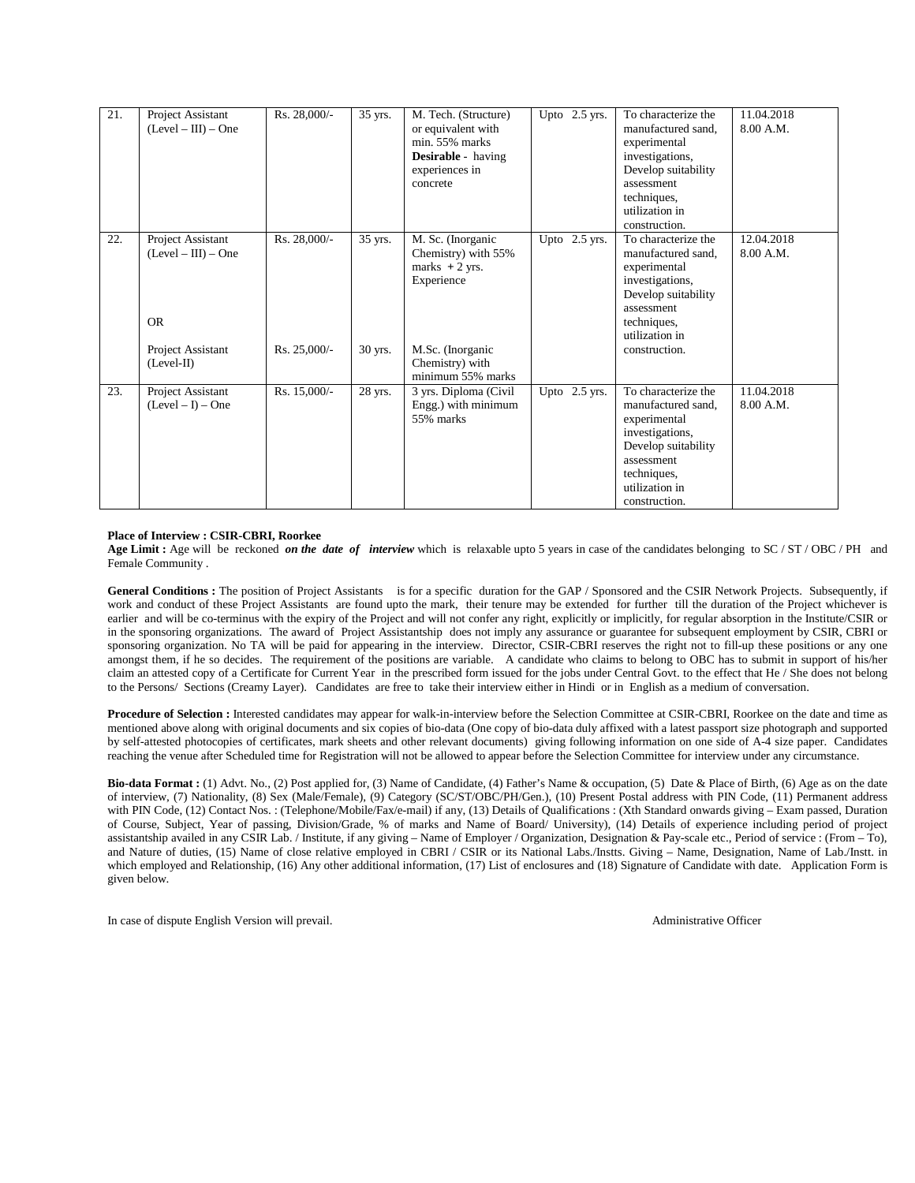| 21. | Project Assistant (Level – III) – One | Rs. 28,000/- | 35 yrs. | M. Tech. (Structure) or equivalent with min. 55% marks **Desirable** - having experiences in concrete | Upto 2.5 yrs. | To characterize the manufactured sand, experimental investigations, Develop suitability assessment techniques, utilization in construction. | 11.04.2018 8.00 A.M. |
|---|---|---|---|---|---|---|---|
| 22. | Project Assistant (Level – III) – One<br><br>OR<br><br>Project Assistant (Level-II) | Rs. 28,000/-<br><br><br><br>Rs. 25,000/- | 35 yrs.<br><br><br><br>30 yrs. | M. Sc. (Inorganic Chemistry) with 55% marks + 2 yrs. Experience<br><br>M.Sc. (Inorganic Chemistry) with minimum 55% marks | Upto 2.5 yrs. | To characterize the manufactured sand, experimental investigations, Develop suitability assessment techniques, utilization in construction. | 12.04.2018 8.00 A.M. |
| 23. | Project Assistant (Level – I) – One | Rs. 15,000/- | 28 yrs. | 3 yrs. Diploma (Civil Engg.) with minimum 55% marks | Upto 2.5 yrs. | To characterize the manufactured sand, experimental investigations, Develop suitability assessment techniques, utilization in construction. | 11.04.2018 8.00 A.M. |

**Place of Interview : CSIR-CBRI, Roorkee**
**Age Limit :** Age will be reckoned ***on the date of interview*** which is relaxable upto 5 years in case of the candidates belonging to SC / ST / OBC / PH and Female Community .

**General Conditions :** The position of Project Assistants is for a specific duration for the GAP / Sponsored and the CSIR Network Projects. Subsequently, if work and conduct of these Project Assistants are found upto the mark, their tenure may be extended for further till the duration of the Project whichever is earlier and will be co-terminus with the expiry of the Project and will not confer any right, explicitly or implicitly, for regular absorption in the Institute/CSIR or in the sponsoring organizations. The award of Project Assistantship does not imply any assurance or guarantee for subsequent employment by CSIR, CBRI or sponsoring organization. No TA will be paid for appearing in the interview. Director, CSIR-CBRI reserves the right not to fill-up these positions or any one amongst them, if he so decides. The requirement of the positions are variable. A candidate who claims to belong to OBC has to submit in support of his/her claim an attested copy of a Certificate for Current Year in the prescribed form issued for the jobs under Central Govt. to the effect that He / She does not belong to the Persons/ Sections (Creamy Layer). Candidates are free to take their interview either in Hindi or in English as a medium of conversation.

**Procedure of Selection :** Interested candidates may appear for walk-in-interview before the Selection Committee at CSIR-CBRI, Roorkee on the date and time as mentioned above along with original documents and six copies of bio-data (One copy of bio-data duly affixed with a latest passport size photograph and supported by self-attested photocopies of certificates, mark sheets and other relevant documents) giving following information on one side of A-4 size paper. Candidates reaching the venue after Scheduled time for Registration will not be allowed to appear before the Selection Committee for interview under any circumstance.

**Bio-data Format :** (1) Advt. No., (2) Post applied for, (3) Name of Candidate, (4) Father's Name & occupation, (5) Date & Place of Birth, (6) Age as on the date of interview, (7) Nationality, (8) Sex (Male/Female), (9) Category (SC/ST/OBC/PH/Gen.), (10) Present Postal address with PIN Code, (11) Permanent address with PIN Code, (12) Contact Nos. : (Telephone/Mobile/Fax/e-mail) if any, (13) Details of Qualifications : (Xth Standard onwards giving – Exam passed, Duration of Course, Subject, Year of passing, Division/Grade, % of marks and Name of Board/ University), (14) Details of experience including period of project assistantship availed in any CSIR Lab. / Institute, if any giving – Name of Employer / Organization, Designation & Pay-scale etc., Period of service : (From – To), and Nature of duties, (15) Name of close relative employed in CBRI / CSIR or its National Labs./Instts. Giving – Name, Designation, Name of Lab./Instt. in which employed and Relationship, (16) Any other additional information, (17) List of enclosures and (18) Signature of Candidate with date. Application Form is given below.

In case of dispute English Version will prevail.

Administrative Officer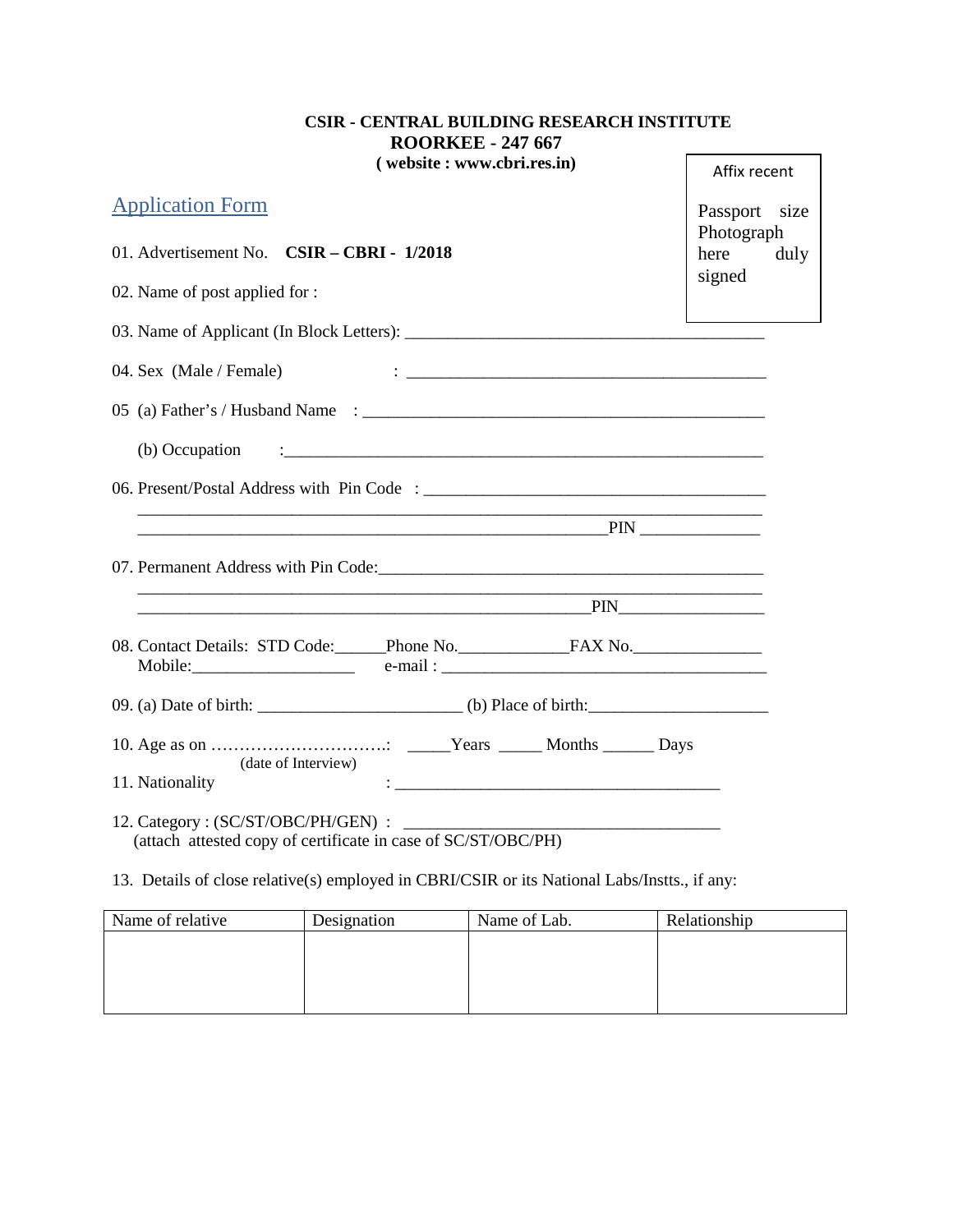**CSIR - CENTRAL BUILDING RESEARCH INSTITUTE**
**ROORKEE - 247 667**
**( website : www.cbri.res.in)**

Affix recent

Passport size Photograph here duly signed

## Application Form

01. Advertisement No. **CSIR – CBRI - 1/2018**

02. Name of post applied for :

03. Name of Applicant (In Block Letters): ___________________________________________

04. Sex (Male / Female) : ___________________________________________

05 (a) Father's / Husband Name : _________________________________________________

(b) Occupation : __________________________________________________________

06. Present/Postal Address with Pin Code : _________________________________________

_____________________________________________________________________________

_______________________________________________________ PIN _______________

07. Permanent Address with Pin Code:_______________________________________________

_____________________________________________________________________________

_____________________________________________________ PIN_________________

08. Contact Details: STD Code:______Phone No._____________FAX No._______________
Mobile:___________________ e-mail : _______________________________________

09. (a) Date of birth: ________________________ (b) Place of birth:_____________________

10. Age as on …………………………..: _____Years _____ Months ______ Days
(date of Interview)

11. Nationality : ______________________________________

12. Category : (SC/ST/OBC/PH/GEN) : _____________________________________
(attach attested copy of certificate in case of SC/ST/OBC/PH)

13. Details of close relative(s) employed in CBRI/CSIR or its National Labs/Instts., if any:

| Name of relative | Designation | Name of Lab. | Relationship |
|---|---|---|---|
| | | | |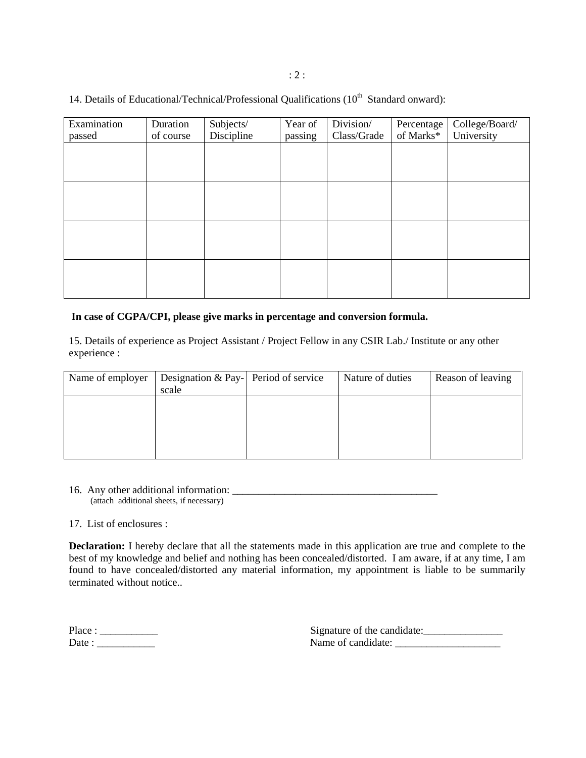14. Details of Educational/Technical/Professional Qualifications (10th Standard onward):

| Examination passed | Duration of course | Subjects/ Discipline | Year of passing | Division/ Class/Grade | Percentage of Marks* | College/Board/ University |
|---|---|---|---|---|---|---|
| | | | | | | |
| | | | | | | |
| | | | | | | |
| | | | | | | |

**In case of CGPA/CPI, please give marks in percentage and conversion formula.**

15. Details of experience as Project Assistant / Project Fellow in any CSIR Lab./ Institute or any other experience :

| Name of employer | Designation & Pay-scale | Period of service | Nature of duties | Reason of leaving |
|---|---|---|---|---|
| | | | | |

16. Any other additional information: ________________________________________
(attach additional sheets, if necessary)

17. List of enclosures :

**Declaration:** I hereby declare that all the statements made in this application are true and complete to the best of my knowledge and belief and nothing has been concealed/distorted. I am aware, if at any time, I am found to have concealed/distorted any material information, my appointment is liable to be summarily terminated without notice..

Place : ___________
Date : ___________

Signature of the candidate:_______________
Name of candidate: ____________________